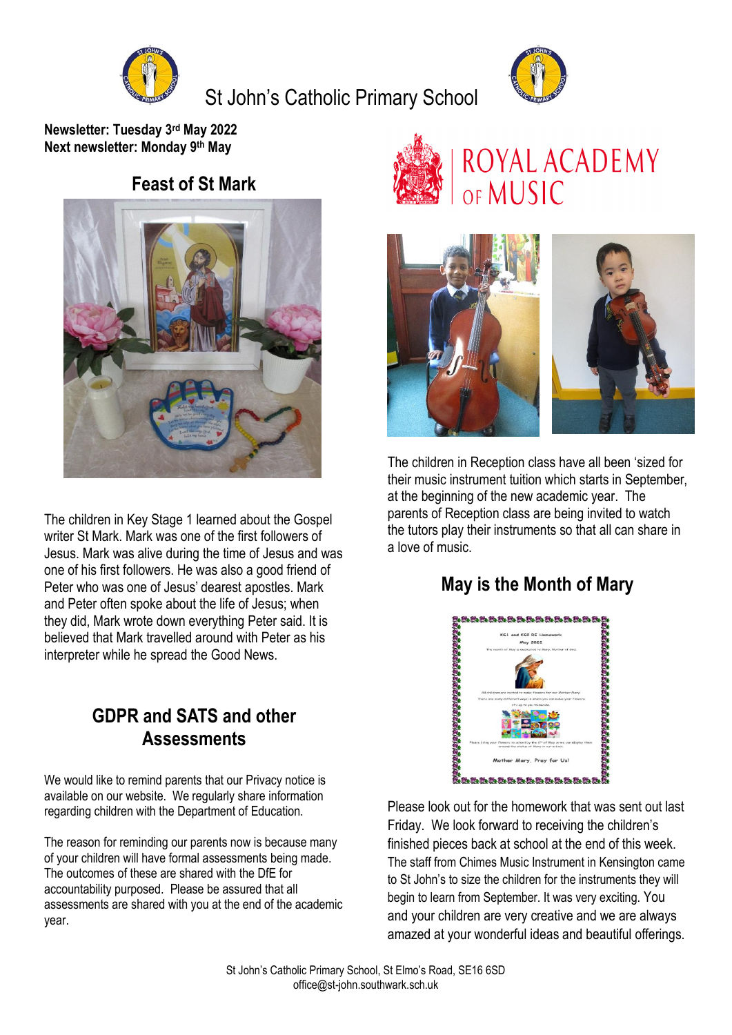# St John's Catholic Primary School

**Newsletter: Tuesday 3rd May 2022**
**Next newsletter: Monday 9th May**

## Feast of St Mark

The children in Key Stage 1 learned about the Gospel writer St Mark. Mark was one of the first followers of Jesus. Mark was alive during the time of Jesus and was one of his first followers. He was also a good friend of Peter who was one of Jesus' dearest apostles. Mark and Peter often spoke about the life of Jesus; when they did, Mark wrote down everything Peter said. It is believed that Mark travelled around with Peter as his interpreter while he spread the Good News.

## GDPR and SATS and other Assessments

We would like to remind parents that our Privacy notice is available on our website. We regularly share information regarding children with the Department of Education.

The reason for reminding our parents now is because many of your children will have formal assessments being made. The outcomes of these are shared with the DfE for accountability purposed. Please be assured that all assessments are shared with you at the end of the academic year.

## ROYAL ACADEMY OF MUSIC

The children in Reception class have all been 'sized for their music instrument tuition which starts in September, at the beginning of the new academic year. The parents of Reception class are being invited to watch the tutors play their instruments so that all can share in a love of music.

## May is the Month of Mary

Please look out for the homework that was sent out last Friday. We look forward to receiving the children's finished pieces back at school at the end of this week. The staff from Chimes Music Instrument in Kensington came to St John's to size the children for the instruments they will begin to learn from September. It was very exciting. You and your children are very creative and we are always amazed at your wonderful ideas and beautiful offerings.

St John's Catholic Primary School, St Elmo's Road, SE16 6SD
office@st-john.southwark.sch.uk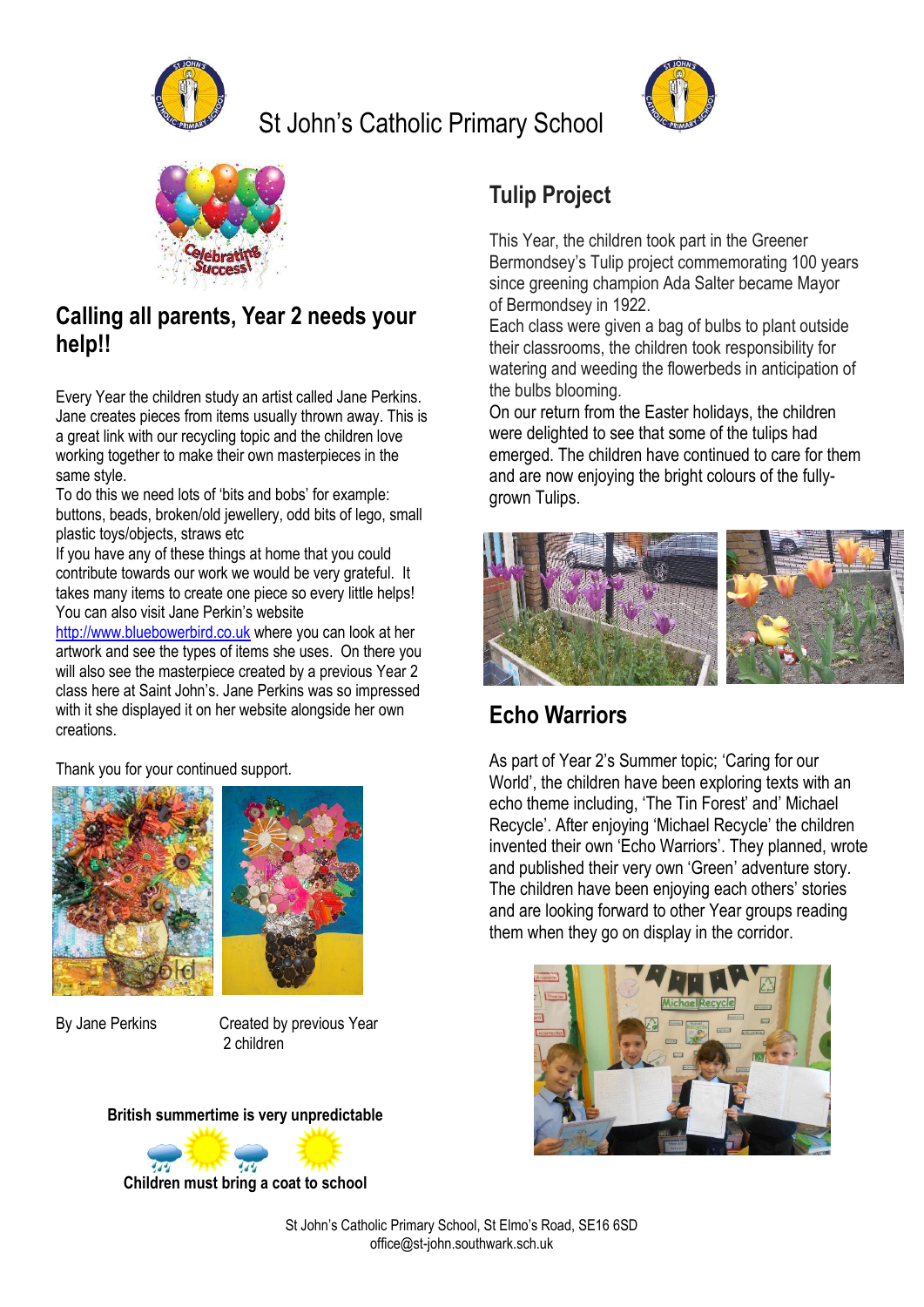St John's Catholic Primary School

## Calling all parents, Year 2 needs your help!!

Every Year the children study an artist called Jane Perkins. Jane creates pieces from items usually thrown away. This is a great link with our recycling topic and the children love working together to make their own masterpieces in the same style.

To do this we need lots of 'bits and bobs' for example: buttons, beads, broken/old jewellery, odd bits of lego, small plastic toys/objects, straws etc

If you have any of these things at home that you could contribute towards our work we would be very grateful. It takes many items to create one piece so every little helps! You can also visit Jane Perkin's website http://www.bluebowerbird.co.uk where you can look at her artwork and see the types of items she uses. On there you will also see the masterpiece created by a previous Year 2 class here at Saint John's. Jane Perkins was so impressed with it she displayed it on her website alongside her own creations.

Thank you for your continued support.

By Jane Perkins

Created by previous Year 2 children

**British summertime is very unpredictable**

**Children must bring a coat to school**

## Tulip Project

This Year, the children took part in the Greener Bermondsey's Tulip project commemorating 100 years since greening champion Ada Salter became Mayor of Bermondsey in 1922.

Each class were given a bag of bulbs to plant outside their classrooms, the children took responsibility for watering and weeding the flowerbeds in anticipation of the bulbs blooming.

On our return from the Easter holidays, the children were delighted to see that some of the tulips had emerged. The children have continued to care for them and are now enjoying the bright colours of the fully-grown Tulips.

## Echo Warriors

As part of Year 2's Summer topic; 'Caring for our World', the children have been exploring texts with an echo theme including, 'The Tin Forest' and' Michael Recycle'. After enjoying 'Michael Recycle' the children invented their own 'Echo Warriors'. They planned, wrote and published their very own 'Green' adventure story. The children have been enjoying each others' stories and are looking forward to other Year groups reading them when they go on display in the corridor.

St John's Catholic Primary School, St Elmo's Road, SE16 6SD
office@st-john.southwark.sch.uk